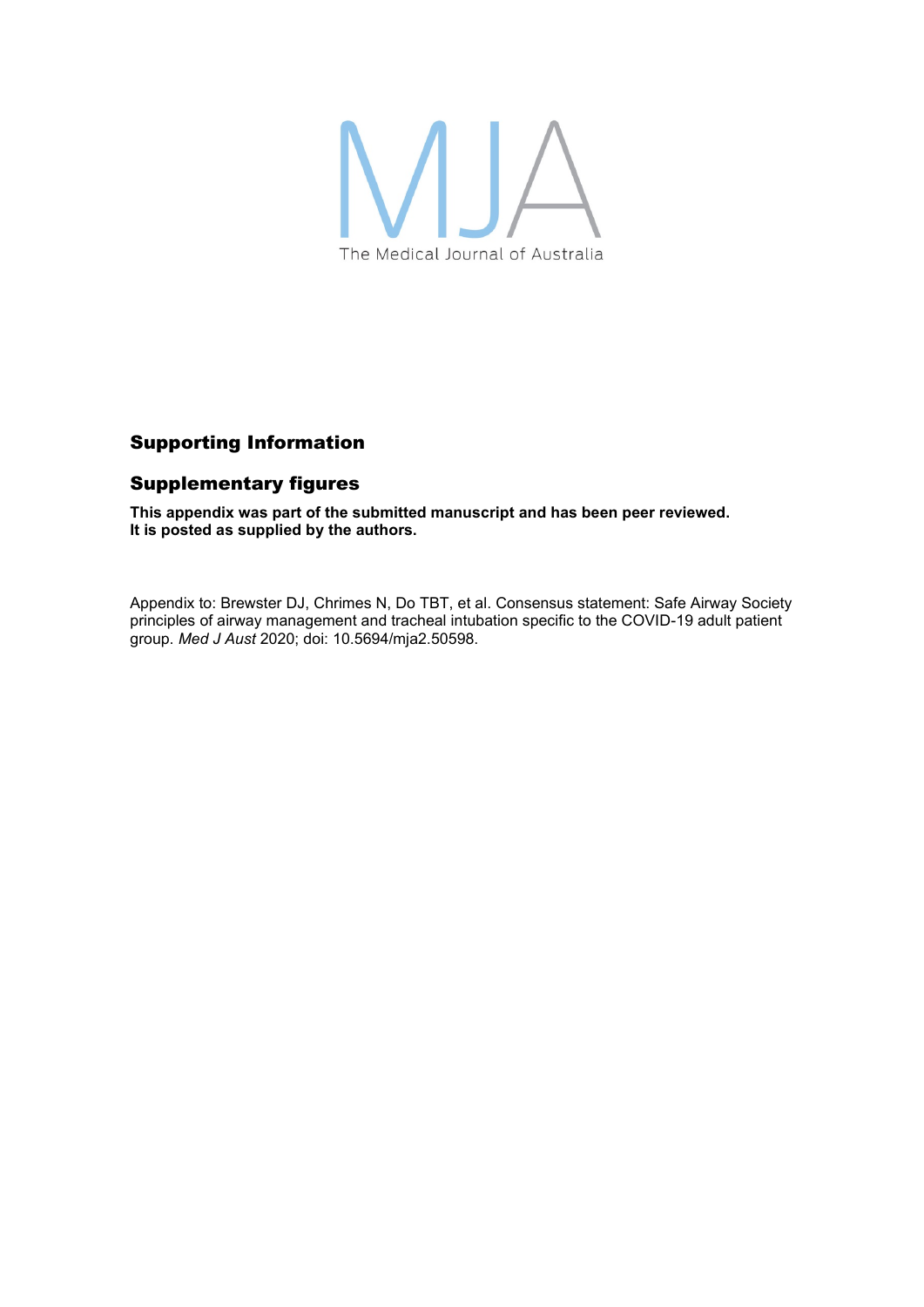MJA

The Medical Journal of Australia

## Supporting Information

## Supplementary figures

**This appendix was part of the submitted manuscript and has been peer reviewed. It is posted as supplied by the authors.**

Appendix to: Brewster DJ, Chrimes N, Do TBT, et al. Consensus statement: Safe Airway Society principles of airway management and tracheal intubation specific to the COVID-19 adult patient group. *Med J Aust* 2020; doi: 10.5694/mja2.50598.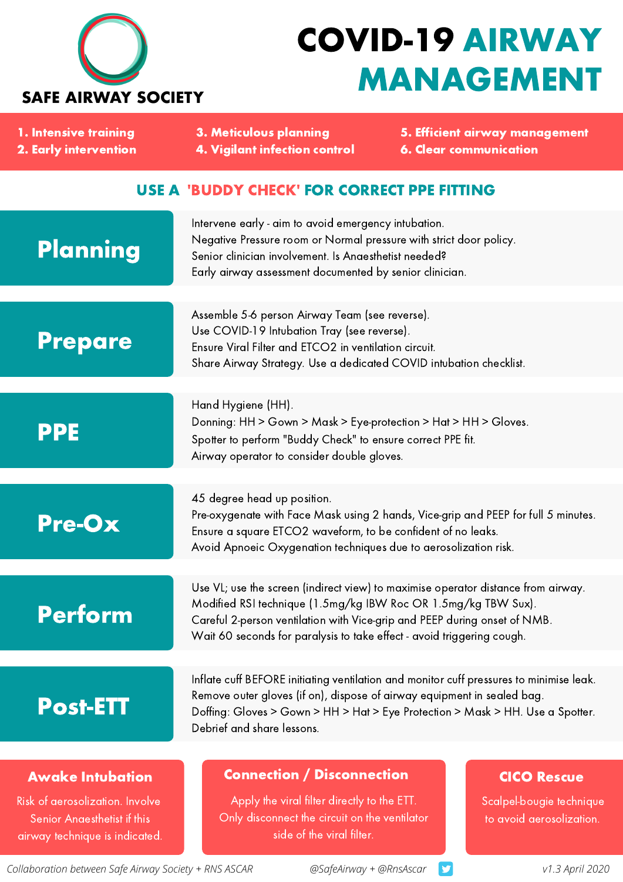**SAFE AIRWAY SOCIETY**

# COVID-19 AIRWAY MANAGEMENT

1. Intensive training
2. Early intervention
3. Meticulous planning
4. Vigilant infection control
5. Efficient airway management
6. Clear communication

## USE A 'BUDDY CHECK' FOR CORRECT PPE FITTING

## Planning

Intervene early - aim to avoid emergency intubation.
Negative Pressure room or Normal pressure with strict door policy.
Senior clinician involvement. Is Anaesthetist needed?
Early airway assessment documented by senior clinician.

## Prepare

Assemble 5-6 person Airway Team (see reverse).
Use COVID-19 Intubation Tray (see reverse).
Ensure Viral Filter and ETCO2 in ventilation circuit.
Share Airway Strategy. Use a dedicated COVID intubation checklist.

## PPE

Hand Hygiene (HH).
Donning: HH > Gown > Mask > Eye-protection > Hat > HH > Gloves.
Spotter to perform "Buddy Check" to ensure correct PPE fit.
Airway operator to consider double gloves.

## Pre-Ox

45 degree head up position.
Pre-oxygenate with Face Mask using 2 hands, Vice-grip and PEEP for full 5 minutes.
Ensure a square ETCO2 waveform, to be confident of no leaks.
Avoid Apnoeic Oxygenation techniques due to aerosolization risk.

## Perform

Use VL; use the screen (indirect view) to maximise operator distance from airway.
Modified RSI technique (1.5mg/kg IBW Roc OR 1.5mg/kg TBW Sux).
Careful 2-person ventilation with Vice-grip and PEEP during onset of NMB.
Wait 60 seconds for paralysis to take effect - avoid triggering cough.

## Post-ETT

Inflate cuff BEFORE initiating ventilation and monitor cuff pressures to minimise leak.
Remove outer gloves (if on), dispose of airway equipment in sealed bag.
Doffing: Gloves > Gown > HH > Hat > Eye Protection > Mask > HH. Use a Spotter.
Debrief and share lessons.

### Awake Intubation

Risk of aerosolization. Involve Senior Anaesthetist if this airway technique is indicated.

### Connection / Disconnection

Apply the viral filter directly to the ETT.
Only disconnect the circuit on the ventilator side of the viral filter.

### CICO Rescue

Scalpel-bougie technique to avoid aerosolization.

*Collaboration between Safe Airway Society + RNS ASCAR* — @SafeAirway + @RnsAscar — *v1.3 April 2020*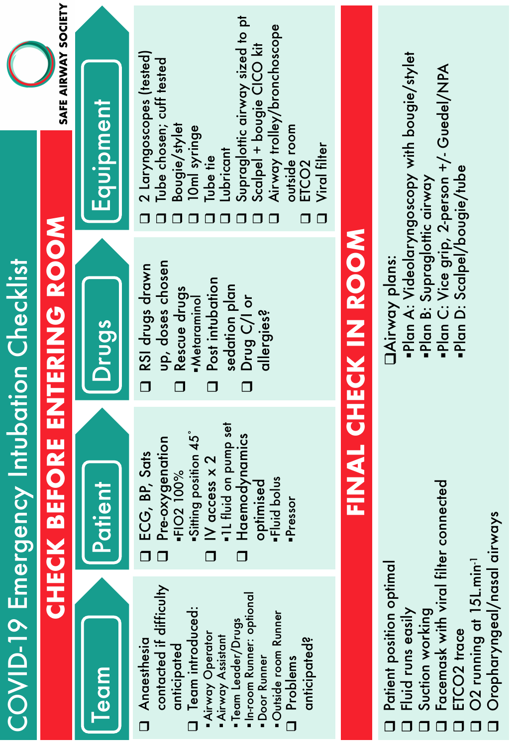# COVID-19 Emergency Intubation Checklist

SAFE AIRWAY SOCIETY

## CHECK BEFORE ENTERING ROOM

### Team

- ❑ Anaesthesia contacted if difficulty anticipated
- ❑ Team introduced:
  - Airway Operator
  - Airway Assistant
  - Team Leader/Drugs
  - In-room Runner: optional
  - Door Runner
  - Outside room Runner
- ❑ Problems anticipated?

### Patient

- ❑ ECG, BP, Sats
- ❑ Pre-oxygenation
  - FIO2 100%
  - Sitting position 45°
- ❑ IV access x 2
  - 1L fluid on pump set
- ❑ Haemodynamics optimised
  - Fluid bolus
  - Pressor

### Drugs

- ❑ RSI drugs drawn up, doses chosen
- ❑ Rescue drugs
  - Metaraminol
- ❑ Post intubation sedation plan
- ❑ Drug C/I or allergies?

### Equipment

- ❑ 2 Laryngoscopes (tested)
- ❑ Tube chosen; cuff tested
- ❑ Bougie/stylet
- ❑ 10ml syringe
- ❑ Tube tie
- ❑ Lubricant
- ❑ Supraglottic airway sized to pt
- ❑ Scalpel + bougie CICO kit
- ❑ Airway trolley/bronchoscope outside room
- ❑ ETCO2
- ❑ Viral filter

## FINAL CHECK IN ROOM

- ❑ Patient position optimal
- ❑ Fluid runs easily
- ❑ Suction working
- ❑ Facemask with viral filter connected
- ❑ ETCO2 trace
- ❑ O2 running at 15L.min$^{-1}$
- ❑ Oropharyngeal/nasal airways

- ❑ Airway plans:
  - Plan A: Videolaryngoscopy with bougie/stylet
  - Plan B: Supraglottic airway
  - Plan C: Vice grip, 2-person +/- Guedel/NPA
  - Plan D: Scalpel/bougie/tube